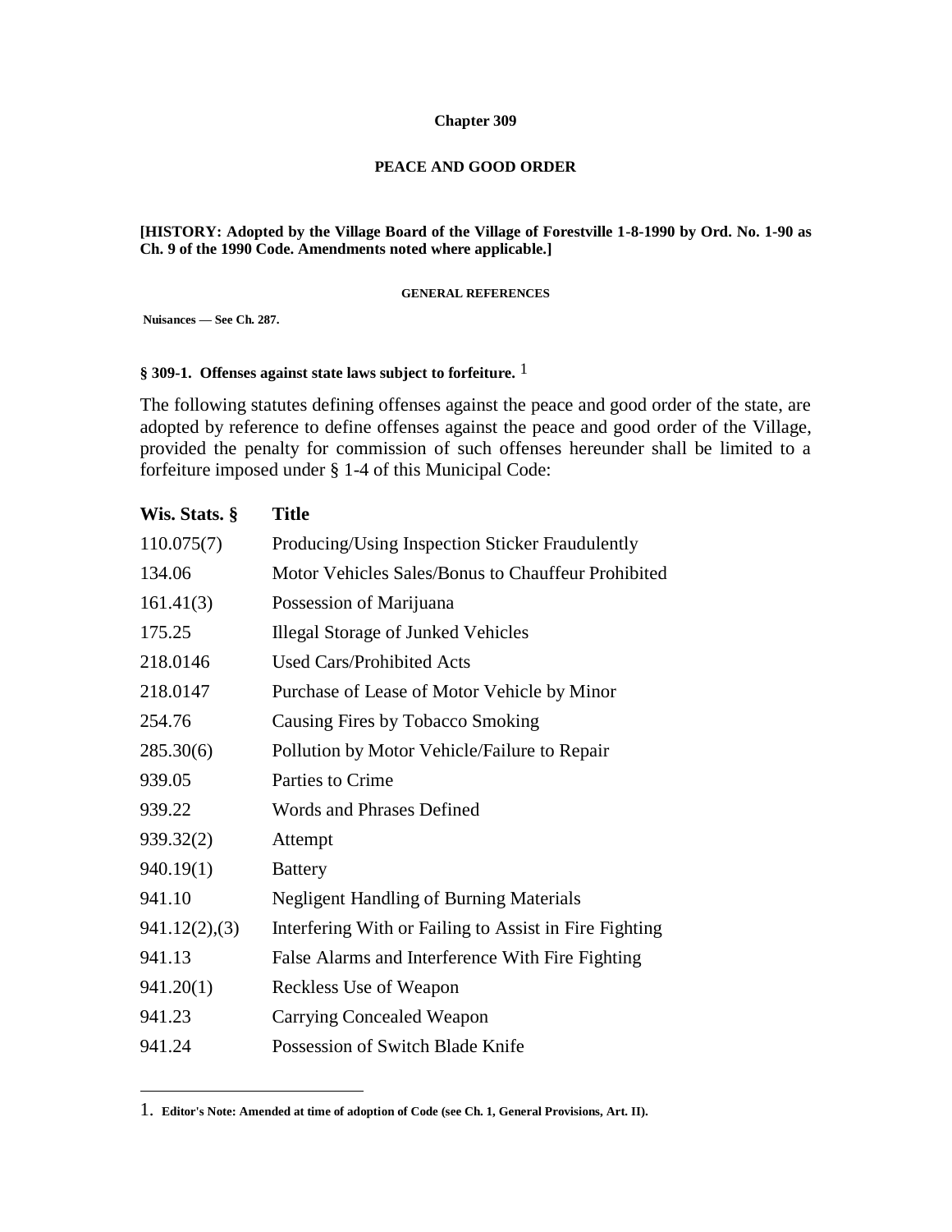# Chapter 309

## PEACE AND GOOD ORDER

**[HISTORY: Adopted by the Village Board of the Village of Forestville 1-8-1990 by Ord. No. 1-90 as Ch. 9 of the 1990 Code. Amendments noted where applicable.]**

**GENERAL REFERENCES**

**Nuisances — See Ch. 287.**

### § 309-1. Offenses against state laws subject to forfeiture. [1]

The following statutes defining offenses against the peace and good order of the state, are adopted by reference to define offenses against the peace and good order of the Village, provided the penalty for commission of such offenses hereunder shall be limited to a forfeiture imposed under § 1-4 of this Municipal Code:

| Wis. Stats. § | Title |
| --- | --- |
| 110.075(7) | Producing/Using Inspection Sticker Fraudulently |
| 134.06 | Motor Vehicles Sales/Bonus to Chauffeur Prohibited |
| 161.41(3) | Possession of Marijuana |
| 175.25 | Illegal Storage of Junked Vehicles |
| 218.0146 | Used Cars/Prohibited Acts |
| 218.0147 | Purchase of Lease of Motor Vehicle by Minor |
| 254.76 | Causing Fires by Tobacco Smoking |
| 285.30(6) | Pollution by Motor Vehicle/Failure to Repair |
| 939.05 | Parties to Crime |
| 939.22 | Words and Phrases Defined |
| 939.32(2) | Attempt |
| 940.19(1) | Battery |
| 941.10 | Negligent Handling of Burning Materials |
| 941.12(2),(3) | Interfering With or Failing to Assist in Fire Fighting |
| 941.13 | False Alarms and Interference With Fire Fighting |
| 941.20(1) | Reckless Use of Weapon |
| 941.23 | Carrying Concealed Weapon |
| 941.24 | Possession of Switch Blade Knife |

1. **Editor's Note: Amended at time of adoption of Code (see Ch. 1, General Provisions, Art. II).**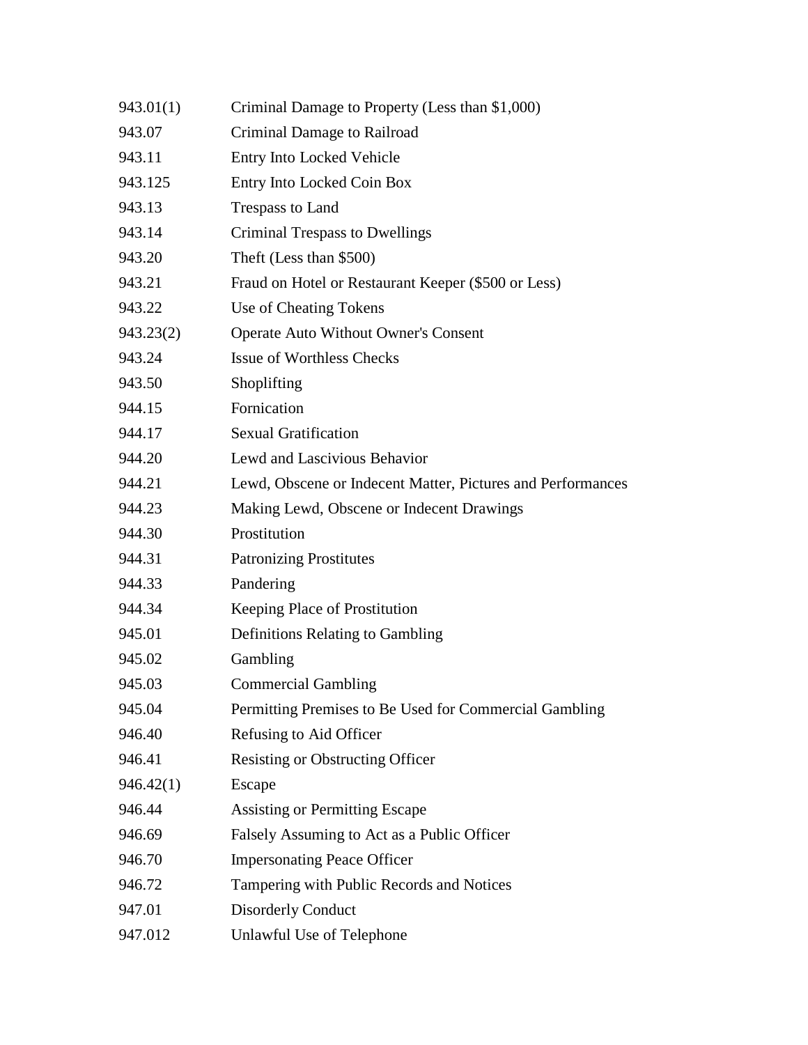| | |
|---|---|
| 943.01(1) | Criminal Damage to Property (Less than $1,000) |
| 943.07 | Criminal Damage to Railroad |
| 943.11 | Entry Into Locked Vehicle |
| 943.125 | Entry Into Locked Coin Box |
| 943.13 | Trespass to Land |
| 943.14 | Criminal Trespass to Dwellings |
| 943.20 | Theft (Less than $500) |
| 943.21 | Fraud on Hotel or Restaurant Keeper ($500 or Less) |
| 943.22 | Use of Cheating Tokens |
| 943.23(2) | Operate Auto Without Owner's Consent |
| 943.24 | Issue of Worthless Checks |
| 943.50 | Shoplifting |
| 944.15 | Fornication |
| 944.17 | Sexual Gratification |
| 944.20 | Lewd and Lascivious Behavior |
| 944.21 | Lewd, Obscene or Indecent Matter, Pictures and Performances |
| 944.23 | Making Lewd, Obscene or Indecent Drawings |
| 944.30 | Prostitution |
| 944.31 | Patronizing Prostitutes |
| 944.33 | Pandering |
| 944.34 | Keeping Place of Prostitution |
| 945.01 | Definitions Relating to Gambling |
| 945.02 | Gambling |
| 945.03 | Commercial Gambling |
| 945.04 | Permitting Premises to Be Used for Commercial Gambling |
| 946.40 | Refusing to Aid Officer |
| 946.41 | Resisting or Obstructing Officer |
| 946.42(1) | Escape |
| 946.44 | Assisting or Permitting Escape |
| 946.69 | Falsely Assuming to Act as a Public Officer |
| 946.70 | Impersonating Peace Officer |
| 946.72 | Tampering with Public Records and Notices |
| 947.01 | Disorderly Conduct |
| 947.012 | Unlawful Use of Telephone |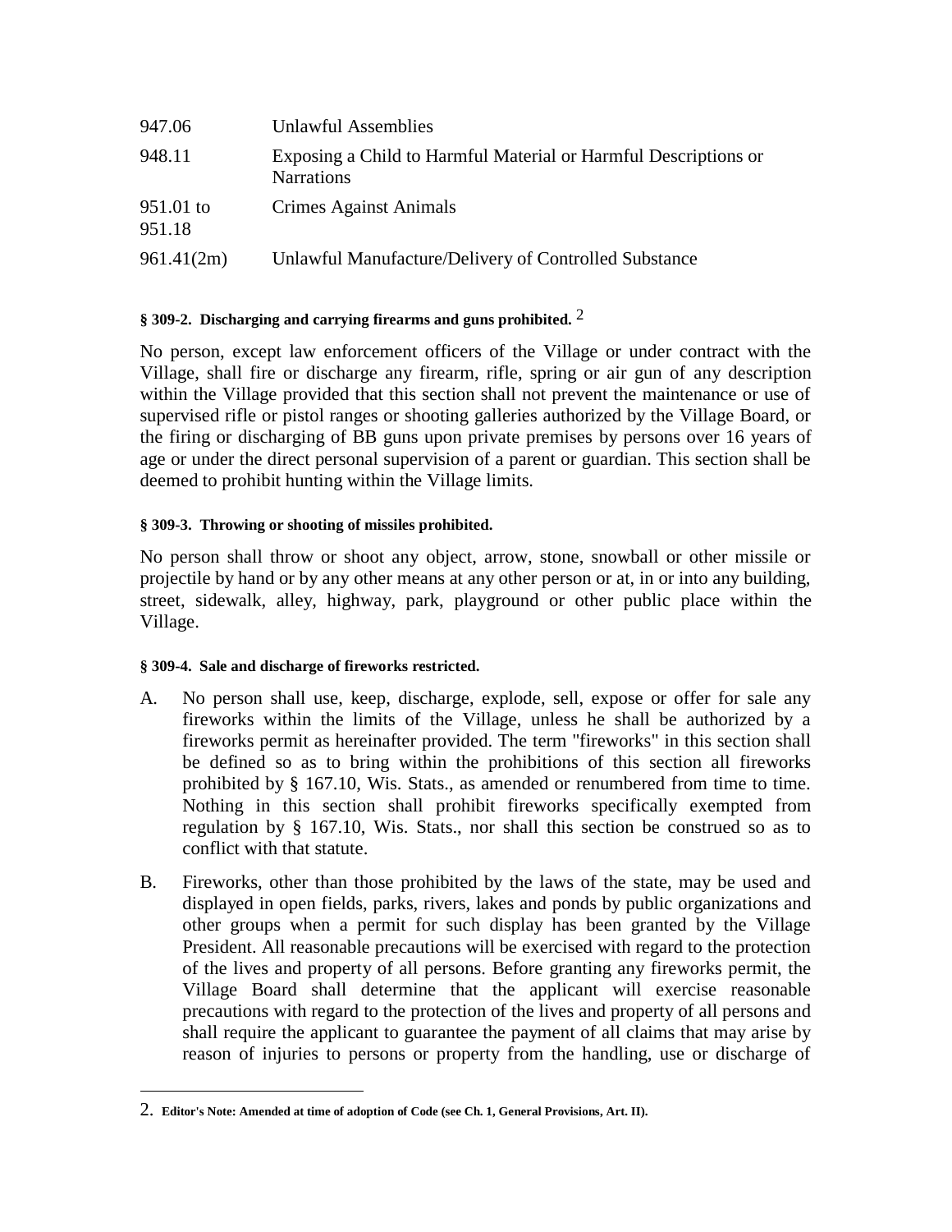| | |
|---|---|
| 947.06 | Unlawful Assemblies |
| 948.11 | Exposing a Child to Harmful Material or Harmful Descriptions or Narrations |
| 951.01 to 951.18 | Crimes Against Animals |
| 961.41(2m) | Unlawful Manufacture/Delivery of Controlled Substance |

#### § 309-2. Discharging and carrying firearms and guns prohibited. [2]

No person, except law enforcement officers of the Village or under contract with the Village, shall fire or discharge any firearm, rifle, spring or air gun of any description within the Village provided that this section shall not prevent the maintenance or use of supervised rifle or pistol ranges or shooting galleries authorized by the Village Board, or the firing or discharging of BB guns upon private premises by persons over 16 years of age or under the direct personal supervision of a parent or guardian. This section shall be deemed to prohibit hunting within the Village limits.

#### § 309-3. Throwing or shooting of missiles prohibited.

No person shall throw or shoot any object, arrow, stone, snowball or other missile or projectile by hand or by any other means at any other person or at, in or into any building, street, sidewalk, alley, highway, park, playground or other public place within the Village.

#### § 309-4. Sale and discharge of fireworks restricted.

A. No person shall use, keep, discharge, explode, sell, expose or offer for sale any fireworks within the limits of the Village, unless he shall be authorized by a fireworks permit as hereinafter provided. The term "fireworks" in this section shall be defined so as to bring within the prohibitions of this section all fireworks prohibited by § 167.10, Wis. Stats., as amended or renumbered from time to time. Nothing in this section shall prohibit fireworks specifically exempted from regulation by § 167.10, Wis. Stats., nor shall this section be construed so as to conflict with that statute.

B. Fireworks, other than those prohibited by the laws of the state, may be used and displayed in open fields, parks, rivers, lakes and ponds by public organizations and other groups when a permit for such display has been granted by the Village President. All reasonable precautions will be exercised with regard to the protection of the lives and property of all persons. Before granting any fireworks permit, the Village Board shall determine that the applicant will exercise reasonable precautions with regard to the protection of the lives and property of all persons and shall require the applicant to guarantee the payment of all claims that may arise by reason of injuries to persons or property from the handling, use or discharge of

---

2. **Editor's Note: Amended at time of adoption of Code (see Ch. 1, General Provisions, Art. II).**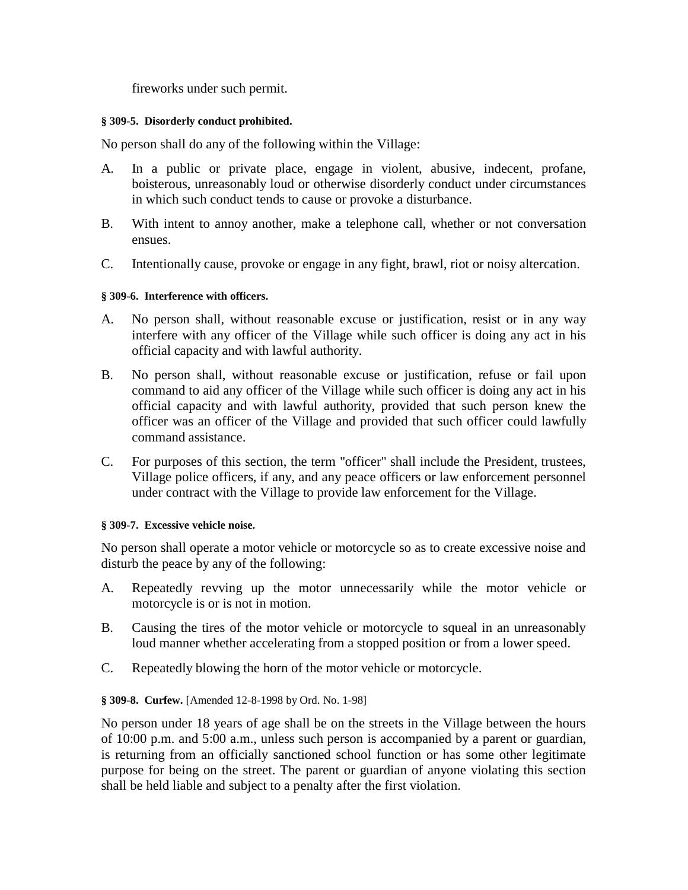fireworks under such permit.

#### § 309-5. Disorderly conduct prohibited.

No person shall do any of the following within the Village:

A. In a public or private place, engage in violent, abusive, indecent, profane, boisterous, unreasonably loud or otherwise disorderly conduct under circumstances in which such conduct tends to cause or provoke a disturbance.

B. With intent to annoy another, make a telephone call, whether or not conversation ensues.

C. Intentionally cause, provoke or engage in any fight, brawl, riot or noisy altercation.

#### § 309-6. Interference with officers.

A. No person shall, without reasonable excuse or justification, resist or in any way interfere with any officer of the Village while such officer is doing any act in his official capacity and with lawful authority.

B. No person shall, without reasonable excuse or justification, refuse or fail upon command to aid any officer of the Village while such officer is doing any act in his official capacity and with lawful authority, provided that such person knew the officer was an officer of the Village and provided that such officer could lawfully command assistance.

C. For purposes of this section, the term "officer" shall include the President, trustees, Village police officers, if any, and any peace officers or law enforcement personnel under contract with the Village to provide law enforcement for the Village.

#### § 309-7. Excessive vehicle noise.

No person shall operate a motor vehicle or motorcycle so as to create excessive noise and disturb the peace by any of the following:

A. Repeatedly revving up the motor unnecessarily while the motor vehicle or motorcycle is or is not in motion.

B. Causing the tires of the motor vehicle or motorcycle to squeal in an unreasonably loud manner whether accelerating from a stopped position or from a lower speed.

C. Repeatedly blowing the horn of the motor vehicle or motorcycle.

#### § 309-8. Curfew. [Amended 12-8-1998 by Ord. No. 1-98]

No person under 18 years of age shall be on the streets in the Village between the hours of 10:00 p.m. and 5:00 a.m., unless such person is accompanied by a parent or guardian, is returning from an officially sanctioned school function or has some other legitimate purpose for being on the street. The parent or guardian of anyone violating this section shall be held liable and subject to a penalty after the first violation.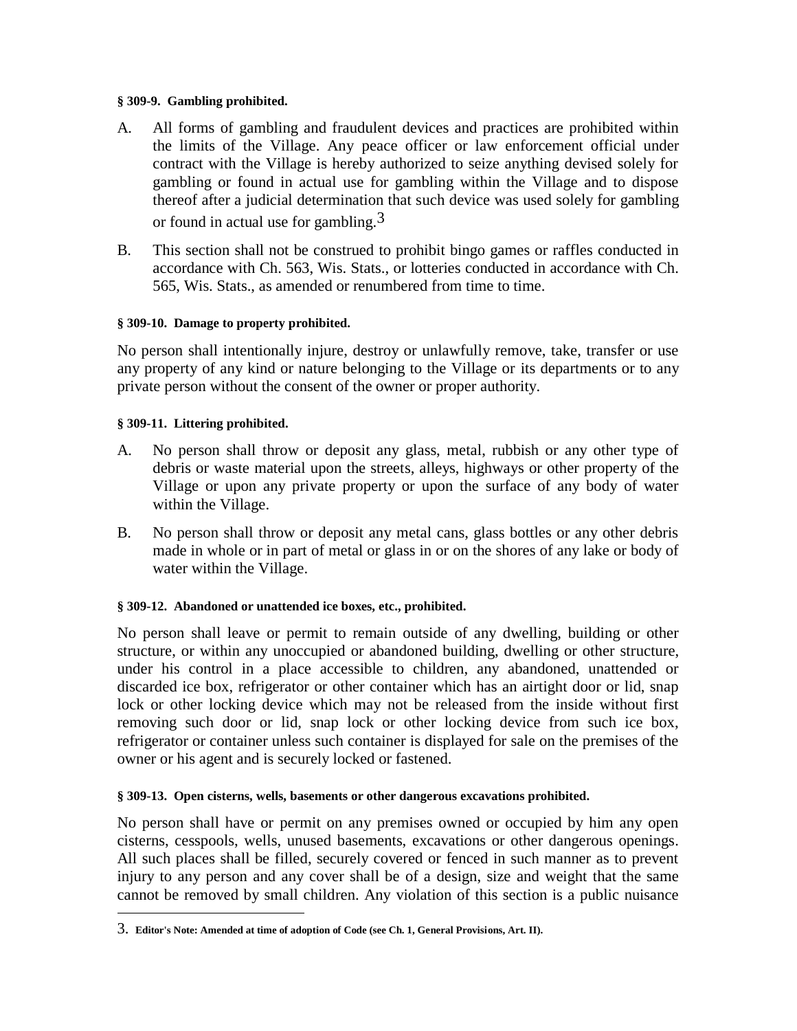**§ 309-9. Gambling prohibited.**

A. All forms of gambling and fraudulent devices and practices are prohibited within the limits of the Village. Any peace officer or law enforcement official under contract with the Village is hereby authorized to seize anything devised solely for gambling or found in actual use for gambling within the Village and to dispose thereof after a judicial determination that such device was used solely for gambling or found in actual use for gambling.[3]

B. This section shall not be construed to prohibit bingo games or raffles conducted in accordance with Ch. 563, Wis. Stats., or lotteries conducted in accordance with Ch. 565, Wis. Stats., as amended or renumbered from time to time.

**§ 309-10. Damage to property prohibited.**

No person shall intentionally injure, destroy or unlawfully remove, take, transfer or use any property of any kind or nature belonging to the Village or its departments or to any private person without the consent of the owner or proper authority.

**§ 309-11. Littering prohibited.**

A. No person shall throw or deposit any glass, metal, rubbish or any other type of debris or waste material upon the streets, alleys, highways or other property of the Village or upon any private property or upon the surface of any body of water within the Village.

B. No person shall throw or deposit any metal cans, glass bottles or any other debris made in whole or in part of metal or glass in or on the shores of any lake or body of water within the Village.

**§ 309-12. Abandoned or unattended ice boxes, etc., prohibited.**

No person shall leave or permit to remain outside of any dwelling, building or other structure, or within any unoccupied or abandoned building, dwelling or other structure, under his control in a place accessible to children, any abandoned, unattended or discarded ice box, refrigerator or other container which has an airtight door or lid, snap lock or other locking device which may not be released from the inside without first removing such door or lid, snap lock or other locking device from such ice box, refrigerator or container unless such container is displayed for sale on the premises of the owner or his agent and is securely locked or fastened.

**§ 309-13. Open cisterns, wells, basements or other dangerous excavations prohibited.**

No person shall have or permit on any premises owned or occupied by him any open cisterns, cesspools, wells, unused basements, excavations or other dangerous openings. All such places shall be filled, securely covered or fenced in such manner as to prevent injury to any person and any cover shall be of a design, size and weight that the same cannot be removed by small children. Any violation of this section is a public nuisance

---

3. **Editor's Note: Amended at time of adoption of Code (see Ch. 1, General Provisions, Art. II).**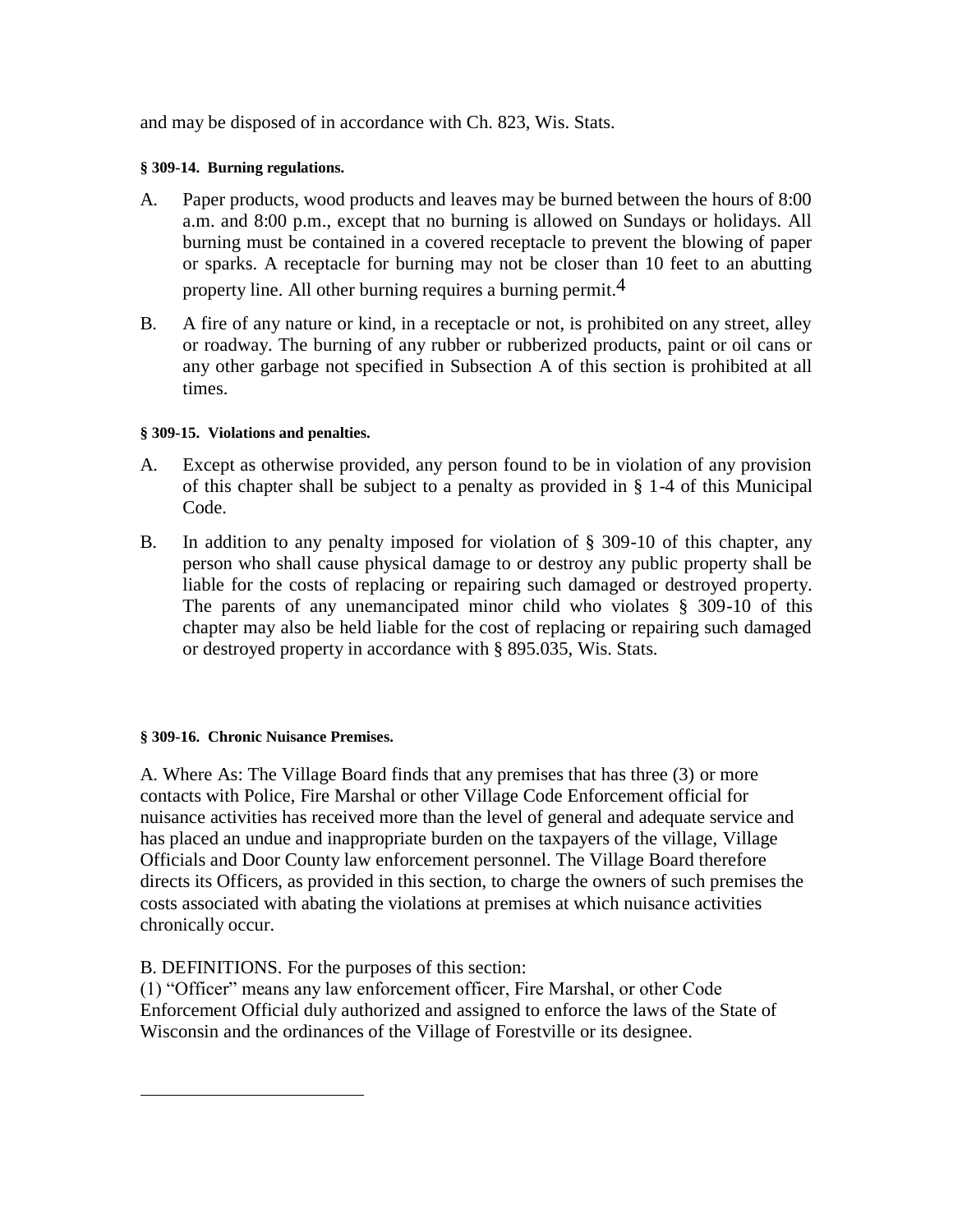and may be disposed of in accordance with Ch. 823, Wis. Stats.

#### § 309-14. Burning regulations.

A. Paper products, wood products and leaves may be burned between the hours of 8:00 a.m. and 8:00 p.m., except that no burning is allowed on Sundays or holidays. All burning must be contained in a covered receptacle to prevent the blowing of paper or sparks. A receptacle for burning may not be closer than 10 feet to an abutting property line. All other burning requires a burning permit.[4]

B. A fire of any nature or kind, in a receptacle or not, is prohibited on any street, alley or roadway. The burning of any rubber or rubberized products, paint or oil cans or any other garbage not specified in Subsection A of this section is prohibited at all times.

#### § 309-15. Violations and penalties.

A. Except as otherwise provided, any person found to be in violation of any provision of this chapter shall be subject to a penalty as provided in § 1-4 of this Municipal Code.

B. In addition to any penalty imposed for violation of § 309-10 of this chapter, any person who shall cause physical damage to or destroy any public property shall be liable for the costs of replacing or repairing such damaged or destroyed property. The parents of any unemancipated minor child who violates § 309-10 of this chapter may also be held liable for the cost of replacing or repairing such damaged or destroyed property in accordance with § 895.035, Wis. Stats.

#### § 309-16. Chronic Nuisance Premises.

A. Where As: The Village Board finds that any premises that has three (3) or more contacts with Police, Fire Marshal or other Village Code Enforcement official for nuisance activities has received more than the level of general and adequate service and has placed an undue and inappropriate burden on the taxpayers of the village, Village Officials and Door County law enforcement personnel. The Village Board therefore directs its Officers, as provided in this section, to charge the owners of such premises the costs associated with abating the violations at premises at which nuisance activities chronically occur.

B. DEFINITIONS. For the purposes of this section:

(1) "Officer" means any law enforcement officer, Fire Marshal, or other Code Enforcement Official duly authorized and assigned to enforce the laws of the State of Wisconsin and the ordinances of the Village of Forestville or its designee.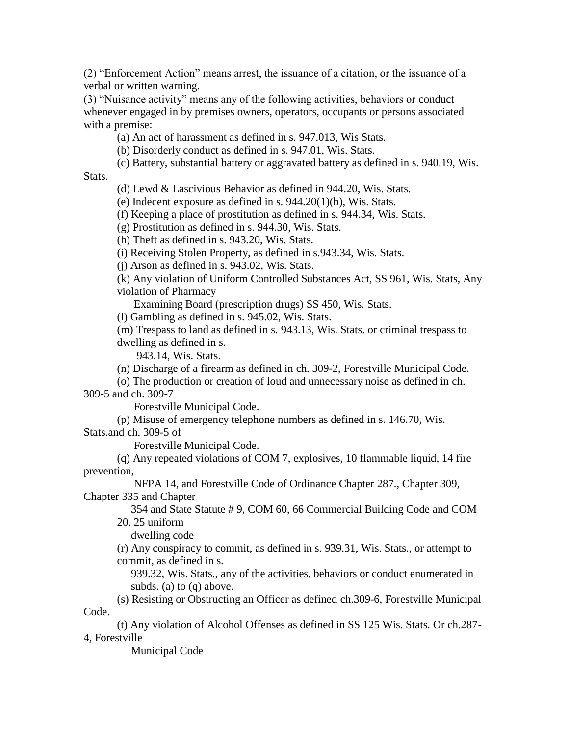(2) “Enforcement Action” means arrest, the issuance of a citation, or the issuance of a verbal or written warning.

(3) “Nuisance activity” means any of the following activities, behaviors or conduct whenever engaged in by premises owners, operators, occupants or persons associated with a premise:

(a) An act of harassment as defined in s. 947.013, Wis Stats.

(b) Disorderly conduct as defined in s. 947.01, Wis. Stats.

(c) Battery, substantial battery or aggravated battery as defined in s. 940.19, Wis. Stats.

(d) Lewd & Lascivious Behavior as defined in 944.20, Wis. Stats.

(e) Indecent exposure as defined in s. 944.20(1)(b), Wis. Stats.

(f) Keeping a place of prostitution as defined in s. 944.34, Wis. Stats.

(g) Prostitution as defined in s. 944.30, Wis. Stats.

(h) Theft as defined in s. 943.20, Wis. Stats.

(i) Receiving Stolen Property, as defined in s.943.34, Wis. Stats.

(j) Arson as defined in s. 943.02, Wis. Stats.

(k) Any violation of Uniform Controlled Substances Act, SS 961, Wis. Stats, Any violation of Pharmacy Examining Board (prescription drugs) SS 450, Wis. Stats.

(l) Gambling as defined in s. 945.02, Wis. Stats.

(m) Trespass to land as defined in s. 943.13, Wis. Stats. or criminal trespass to dwelling as defined in s. 943.14, Wis. Stats.

(n) Discharge of a firearm as defined in ch. 309-2, Forestville Municipal Code.

(o) The production or creation of loud and unnecessary noise as defined in ch. 309-5 and ch. 309-7 Forestville Municipal Code.

(p) Misuse of emergency telephone numbers as defined in s. 146.70, Wis. Stats.and ch. 309-5 of Forestville Municipal Code.

(q) Any repeated violations of COM 7, explosives, 10 flammable liquid, 14 fire prevention, NFPA 14, and Forestville Code of Ordinance Chapter 287., Chapter 309, Chapter 335 and Chapter 354 and State Statute # 9, COM 60, 66 Commercial Building Code and COM 20, 25 uniform dwelling code

(r) Any conspiracy to commit, as defined in s. 939.31, Wis. Stats., or attempt to commit, as defined in s. 939.32, Wis. Stats., any of the activities, behaviors or conduct enumerated in subds. (a) to (q) above.

(s) Resisting or Obstructing an Officer as defined ch.309-6, Forestville Municipal Code.

(t) Any violation of Alcohol Offenses as defined in SS 125 Wis. Stats. Or ch.287-4, Forestville Municipal Code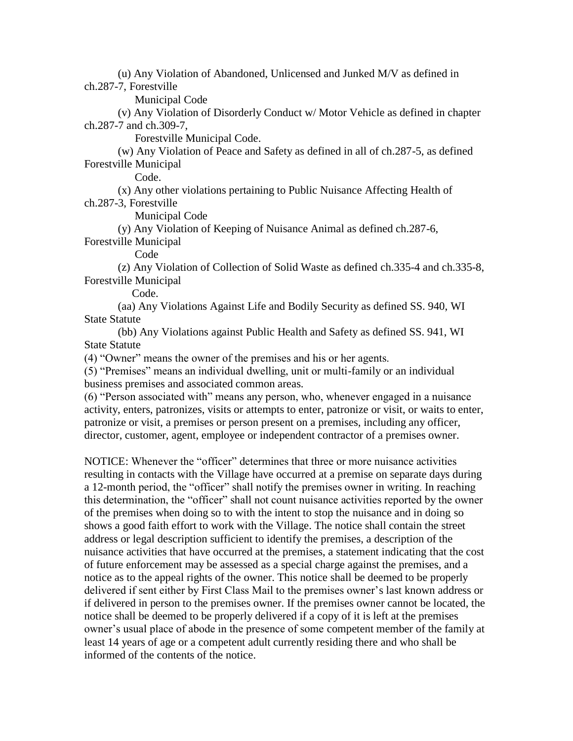(u) Any Violation of Abandoned, Unlicensed and Junked M/V as defined in ch.287-7, Forestville Municipal Code

(v) Any Violation of Disorderly Conduct w/ Motor Vehicle as defined in chapter ch.287-7 and ch.309-7, Forestville Municipal Code.

(w) Any Violation of Peace and Safety as defined in all of ch.287-5, as defined Forestville Municipal Code.

(x) Any other violations pertaining to Public Nuisance Affecting Health of ch.287-3, Forestville Municipal Code

(y) Any Violation of Keeping of Nuisance Animal as defined ch.287-6, Forestville Municipal Code

(z) Any Violation of Collection of Solid Waste as defined ch.335-4 and ch.335-8, Forestville Municipal Code.

(aa) Any Violations Against Life and Bodily Security as defined SS. 940, WI State Statute

(bb) Any Violations against Public Health and Safety as defined SS. 941, WI State Statute

(4) “Owner” means the owner of the premises and his or her agents.

(5) “Premises” means an individual dwelling, unit or multi-family or an individual business premises and associated common areas.

(6) “Person associated with” means any person, who, whenever engaged in a nuisance activity, enters, patronizes, visits or attempts to enter, patronize or visit, or waits to enter, patronize or visit, a premises or person present on a premises, including any officer, director, customer, agent, employee or independent contractor of a premises owner.

NOTICE: Whenever the “officer” determines that three or more nuisance activities resulting in contacts with the Village have occurred at a premise on separate days during a 12-month period, the “officer” shall notify the premises owner in writing. In reaching this determination, the “officer” shall not count nuisance activities reported by the owner of the premises when doing so to with the intent to stop the nuisance and in doing so shows a good faith effort to work with the Village. The notice shall contain the street address or legal description sufficient to identify the premises, a description of the nuisance activities that have occurred at the premises, a statement indicating that the cost of future enforcement may be assessed as a special charge against the premises, and a notice as to the appeal rights of the owner. This notice shall be deemed to be properly delivered if sent either by First Class Mail to the premises owner’s last known address or if delivered in person to the premises owner. If the premises owner cannot be located, the notice shall be deemed to be properly delivered if a copy of it is left at the premises owner’s usual place of abode in the presence of some competent member of the family at least 14 years of age or a competent adult currently residing there and who shall be informed of the contents of the notice.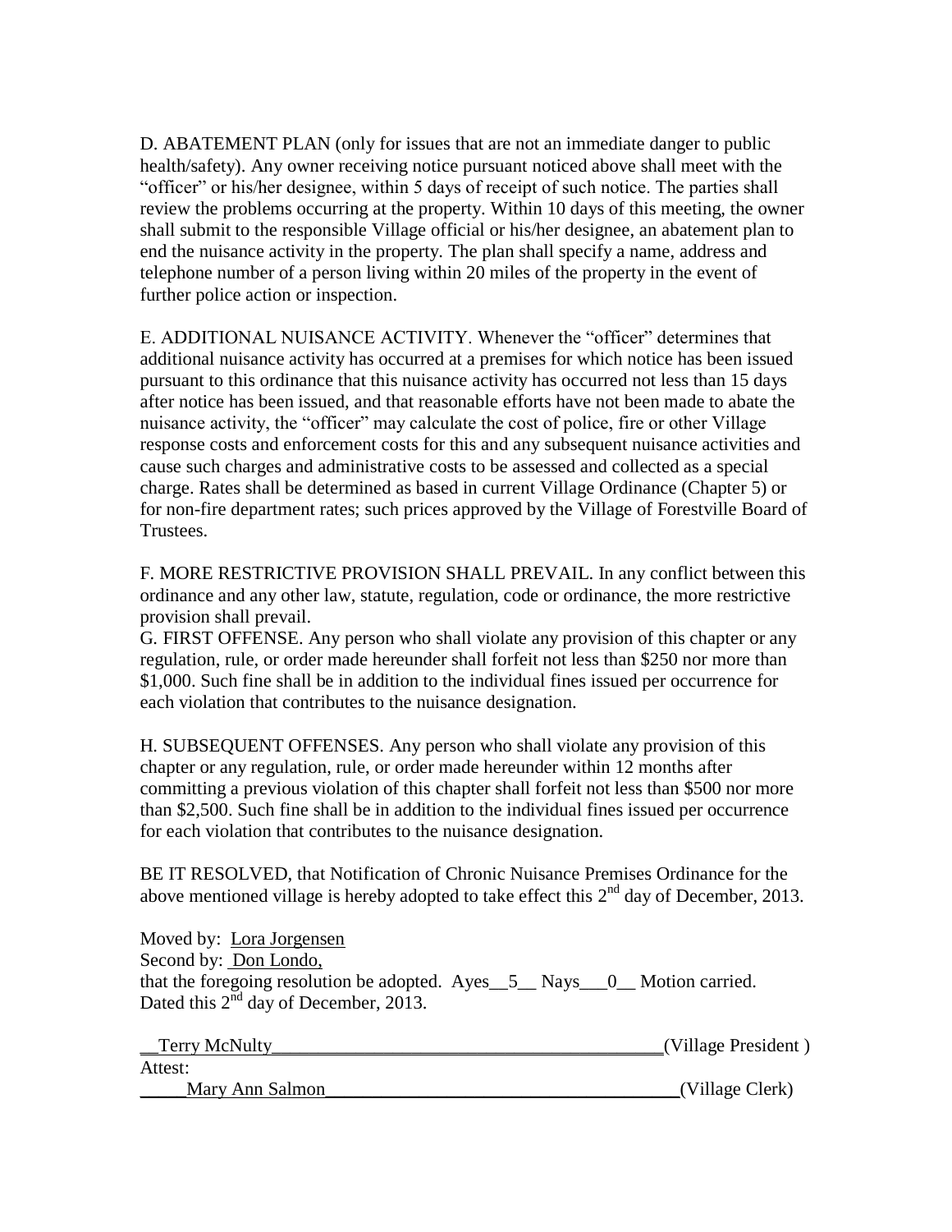D. ABATEMENT PLAN (only for issues that are not an immediate danger to public health/safety). Any owner receiving notice pursuant noticed above shall meet with the "officer" or his/her designee, within 5 days of receipt of such notice. The parties shall review the problems occurring at the property. Within 10 days of this meeting, the owner shall submit to the responsible Village official or his/her designee, an abatement plan to end the nuisance activity in the property. The plan shall specify a name, address and telephone number of a person living within 20 miles of the property in the event of further police action or inspection.

E. ADDITIONAL NUISANCE ACTIVITY. Whenever the "officer" determines that additional nuisance activity has occurred at a premises for which notice has been issued pursuant to this ordinance that this nuisance activity has occurred not less than 15 days after notice has been issued, and that reasonable efforts have not been made to abate the nuisance activity, the "officer" may calculate the cost of police, fire or other Village response costs and enforcement costs for this and any subsequent nuisance activities and cause such charges and administrative costs to be assessed and collected as a special charge. Rates shall be determined as based in current Village Ordinance (Chapter 5) or for non-fire department rates; such prices approved by the Village of Forestville Board of Trustees.

F. MORE RESTRICTIVE PROVISION SHALL PREVAIL. In any conflict between this ordinance and any other law, statute, regulation, code or ordinance, the more restrictive provision shall prevail.

G. FIRST OFFENSE. Any person who shall violate any provision of this chapter or any regulation, rule, or order made hereunder shall forfeit not less than $250 nor more than $1,000. Such fine shall be in addition to the individual fines issued per occurrence for each violation that contributes to the nuisance designation.

H. SUBSEQUENT OFFENSES. Any person who shall violate any provision of this chapter or any regulation, rule, or order made hereunder within 12 months after committing a previous violation of this chapter shall forfeit not less than $500 nor more than $2,500. Such fine shall be in addition to the individual fines issued per occurrence for each violation that contributes to the nuisance designation.

BE IT RESOLVED, that Notification of Chronic Nuisance Premises Ordinance for the above mentioned village is hereby adopted to take effect this 2nd day of December, 2013.

Moved by: Lora Jorgensen
Second by: Don Londo,
that the foregoing resolution be adopted. Ayes__5__ Nays___0__ Motion carried.
Dated this 2nd day of December, 2013.

__Terry McNulty__________________________________________(Village President )

Attest:

_____Mary Ann Salmon_____________________________________(Village Clerk)